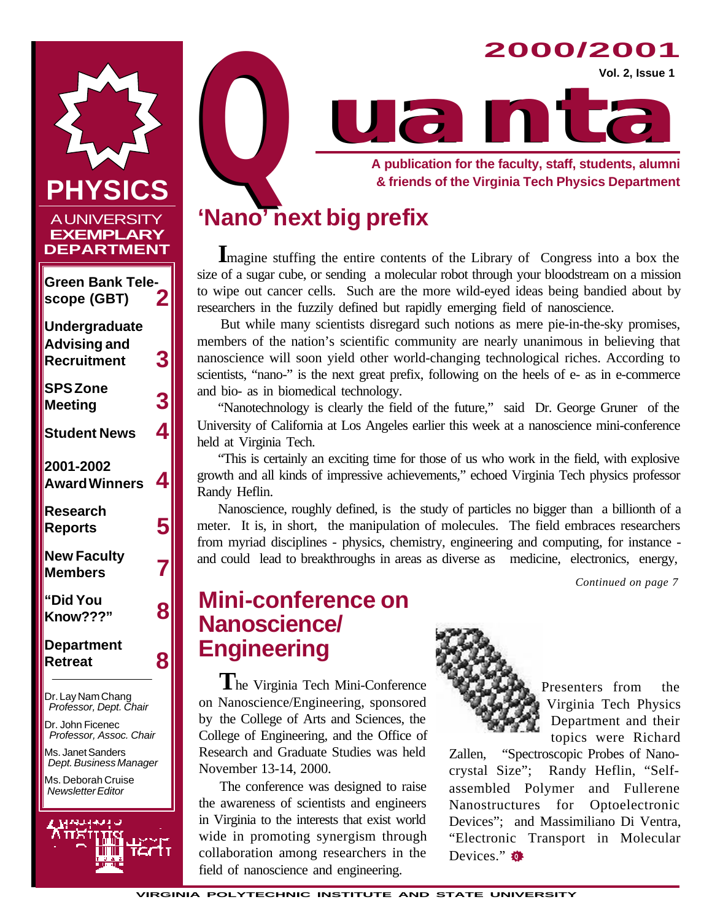# Quanta

**2000/2001**

**Vol. 2, Issue 1**

**A publication for the faculty, staff, students, alumni & friends of the Virginia Tech Physics Department**

**PHYSICS**

A UNIVERSITY **EXEMPLARY DEPARTMENT**

| | |
|---|---|
| **Green Bank Telescope (GBT)** | **2** |
| **Undergraduate Advising and Recruitment** | **3** |
| **SPS Zone Meeting** | **3** |
| **Student News** | **4** |
| **2001-2002 Award Winners** | **4** |
| **Research Reports** | **5** |
| **New Faculty Members** | **7** |
| **"Did You Know???"** | **8** |
| **Department Retreat** | **8** |

Dr. Lay Nam Chang
*Professor, Dept. Chair*

Dr. John Ficenec
*Professor, Assoc. Chair*

Ms. Janet Sanders
*Dept. Business Manager*

Ms. Deborah Cruise
*Newsletter Editor*

## 'Nano' next big prefix

**I**magine stuffing the entire contents of the Library of Congress into a box the size of a sugar cube, or sending a molecular robot through your bloodstream on a mission to wipe out cancer cells. Such are the more wild-eyed ideas being bandied about by researchers in the fuzzily defined but rapidly emerging field of nanoscience.

But while many scientists disregard such notions as mere pie-in-the-sky promises, members of the nation's scientific community are nearly unanimous in believing that nanoscience will soon yield other world-changing technological riches. According to scientists, "nano-" is the next great prefix, following on the heels of e- as in e-commerce and bio- as in biomedical technology.

"Nanotechnology is clearly the field of the future," said Dr. George Gruner of the University of California at Los Angeles earlier this week at a nanoscience mini-conference held at Virginia Tech.

"This is certainly an exciting time for those of us who work in the field, with explosive growth and all kinds of impressive achievements," echoed Virginia Tech physics professor Randy Heflin.

Nanoscience, roughly defined, is the study of particles no bigger than a billionth of a meter. It is, in short, the manipulation of molecules. The field embraces researchers from myriad disciplines - physics, chemistry, engineering and computing, for instance - and could lead to breakthroughs in areas as diverse as medicine, electronics, energy,

*Continued on page 7*

## Mini-conference on Nanoscience/ Engineering

**T**he Virginia Tech Mini-Conference on Nanoscience/Engineering, sponsored by the College of Arts and Sciences, the College of Engineering, and the Office of Research and Graduate Studies was held November 13-14, 2000.

The conference was designed to raise the awareness of scientists and engineers in Virginia to the interests that exist world wide in promoting synergism through collaboration among researchers in the field of nanoscience and engineering.

Presenters from the Virginia Tech Physics Department and their topics were Richard Zallen, "Spectroscopic Probes of Nano-crystal Size"; Randy Heflin, "Self-assembled Polymer and Fullerene Nanostructures for Optoelectronic Devices"; and Massimiliano Di Ventra, "Electronic Transport in Molecular Devices."

VIRGINIA POLYTECHNIC INSTITUTE AND STATE UNIVERSITY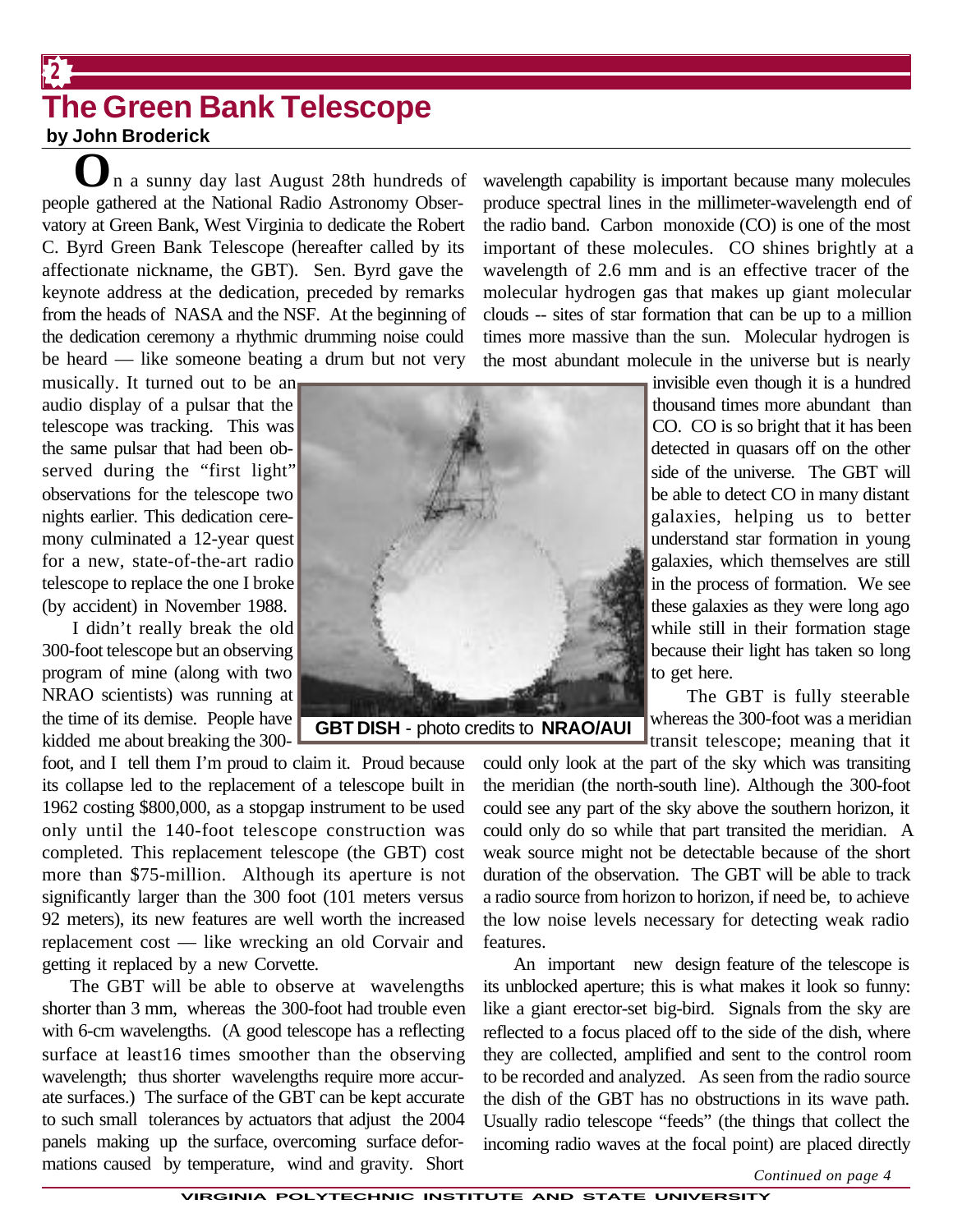# The Green Bank Telescope

**by John Broderick**

On a sunny day last August 28th hundreds of people gathered at the National Radio Astronomy Observatory at Green Bank, West Virginia to dedicate the Robert C. Byrd Green Bank Telescope (hereafter called by its affectionate nickname, the GBT). Sen. Byrd gave the keynote address at the dedication, preceded by remarks from the heads of NASA and the NSF. At the beginning of the dedication ceremony a rhythmic drumming noise could be heard — like someone beating a drum but not very musically. It turned out to be an audio display of a pulsar that the telescope was tracking. This was the same pulsar that had been observed during the "first light" observations for the telescope two nights earlier. This dedication ceremony culminated a 12-year quest for a new, state-of-the-art radio telescope to replace the one I broke (by accident) in November 1988.

I didn't really break the old 300-foot telescope but an observing program of mine (along with two NRAO scientists) was running at the time of its demise. People have kidded me about breaking the 300-foot, and I tell them I'm proud to claim it. Proud because its collapse led to the replacement of a telescope built in 1962 costing $800,000, as a stopgap instrument to be used only until the 140-foot telescope construction was completed. This replacement telescope (the GBT) cost more than $75-million. Although its aperture is not significantly larger than the 300 foot (101 meters versus 92 meters), its new features are well worth the increased replacement cost — like wrecking an old Corvair and getting it replaced by a new Corvette.

**GBT DISH** - photo credits to **NRAO/AUI**

The GBT will be able to observe at wavelengths shorter than 3 mm, whereas the 300-foot had trouble even with 6-cm wavelengths. (A good telescope has a reflecting surface at least16 times smoother than the observing wavelength; thus shorter wavelengths require more accurate surfaces.) The surface of the GBT can be kept accurate to such small tolerances by actuators that adjust the 2004 panels making up the surface, overcoming surface deformations caused by temperature, wind and gravity. Short wavelength capability is important because many molecules produce spectral lines in the millimeter-wavelength end of the radio band. Carbon monoxide (CO) is one of the most important of these molecules. CO shines brightly at a wavelength of 2.6 mm and is an effective tracer of the molecular hydrogen gas that makes up giant molecular clouds -- sites of star formation that can be up to a million times more massive than the sun. Molecular hydrogen is the most abundant molecule in the universe but is nearly invisible even though it is a hundred thousand times more abundant than CO. CO is so bright that it has been detected in quasars off on the other side of the universe. The GBT will be able to detect CO in many distant galaxies, helping us to better understand star formation in young galaxies, which themselves are still in the process of formation. We see these galaxies as they were long ago while still in their formation stage because their light has taken so long to get here.

The GBT is fully steerable whereas the 300-foot was a meridian transit telescope; meaning that it could only look at the part of the sky which was transiting the meridian (the north-south line). Although the 300-foot could see any part of the sky above the southern horizon, it could only do so while that part transited the meridian. A weak source might not be detectable because of the short duration of the observation. The GBT will be able to track a radio source from horizon to horizon, if need be, to achieve the low noise levels necessary for detecting weak radio features.

An important new design feature of the telescope is its unblocked aperture; this is what makes it look so funny: like a giant erector-set big-bird. Signals from the sky are reflected to a focus placed off to the side of the dish, where they are collected, amplified and sent to the control room to be recorded and analyzed. As seen from the radio source the dish of the GBT has no obstructions in its wave path. Usually radio telescope "feeds" (the things that collect the incoming radio waves at the focal point) are placed directly

*Continued on page 4*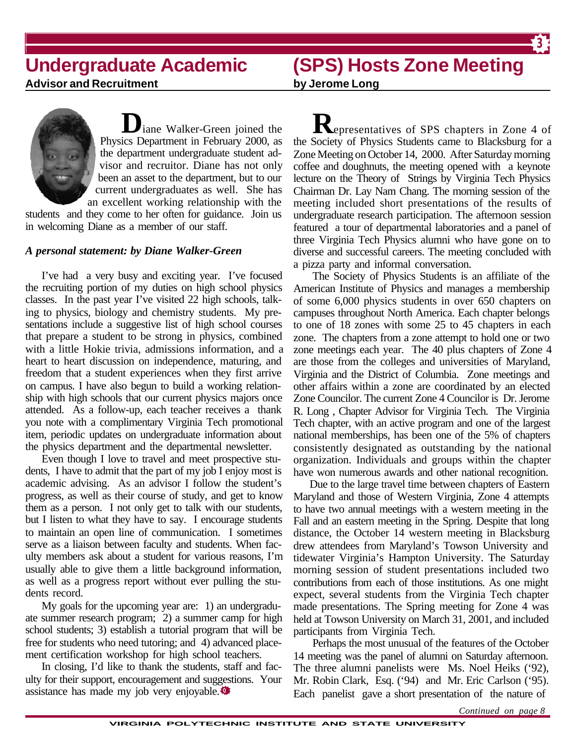## Undergraduate Academic Advisor and Recruitment

Diane Walker-Green joined the Physics Department in February 2000, as the department undergraduate student advisor and recruitor. Diane has not only been an asset to the department, but to our current undergraduates as well. She has an excellent working relationship with the students and they come to her often for guidance. Join us in welcoming Diane as a member of our staff.

***A personal statement: by Diane Walker-Green***

I've had a very busy and exciting year. I've focused the recruiting portion of my duties on high school physics classes. In the past year I've visited 22 high schools, talking to physics, biology and chemistry students. My presentations include a suggestive list of high school courses that prepare a student to be strong in physics, combined with a little Hokie trivia, admissions information, and a heart to heart discussion on independence, maturing, and freedom that a student experiences when they first arrive on campus. I have also begun to build a working relationship with high schools that our current physics majors once attended. As a follow-up, each teacher receives a thank you note with a complimentary Virginia Tech promotional item, periodic updates on undergraduate information about the physics department and the departmental newsletter.

Even though I love to travel and meet prospective students, I have to admit that the part of my job I enjoy most is academic advising. As an advisor I follow the student's progress, as well as their course of study, and get to know them as a person. I not only get to talk with our students, but I listen to what they have to say. I encourage students to maintain an open line of communication. I sometimes serve as a liaison between faculty and students. When faculty members ask about a student for various reasons, I'm usually able to give them a little background information, as well as a progress report without ever pulling the students record.

My goals for the upcoming year are: 1) an undergraduate summer research program; 2) a summer camp for high school students; 3) establish a tutorial program that will be free for students who need tutoring; and 4) advanced placement certification workshop for high school teachers.

In closing, I'd like to thank the students, staff and faculty for their support, encouragement and suggestions. Your assistance has made my job very enjoyable.

## (SPS) Hosts Zone Meeting

**by Jerome Long**

Representatives of SPS chapters in Zone 4 of the Society of Physics Students came to Blacksburg for a Zone Meeting on October 14, 2000. After Saturday morning coffee and doughnuts, the meeting opened with a keynote lecture on the Theory of Strings by Virginia Tech Physics Chairman Dr. Lay Nam Chang. The morning session of the meeting included short presentations of the results of undergraduate research participation. The afternoon session featured a tour of departmental laboratories and a panel of three Virginia Tech Physics alumni who have gone on to diverse and successful careers. The meeting concluded with a pizza party and informal conversation.

The Society of Physics Students is an affiliate of the American Institute of Physics and manages a membership of some 6,000 physics students in over 650 chapters on campuses throughout North America. Each chapter belongs to one of 18 zones with some 25 to 45 chapters in each zone. The chapters from a zone attempt to hold one or two zone meetings each year. The 40 plus chapters of Zone 4 are those from the colleges and universities of Maryland, Virginia and the District of Columbia. Zone meetings and other affairs within a zone are coordinated by an elected Zone Councilor. The current Zone 4 Councilor is Dr. Jerome R. Long , Chapter Advisor for Virginia Tech. The Virginia Tech chapter, with an active program and one of the largest national memberships, has been one of the 5% of chapters consistently designated as outstanding by the national organization. Individuals and groups within the chapter have won numerous awards and other national recognition.

Due to the large travel time between chapters of Eastern Maryland and those of Western Virginia, Zone 4 attempts to have two annual meetings with a western meeting in the Fall and an eastern meeting in the Spring. Despite that long distance, the October 14 western meeting in Blacksburg drew attendees from Maryland's Towson University and tidewater Virginia's Hampton University. The Saturday morning session of student presentations included two contributions from each of those institutions. As one might expect, several students from the Virginia Tech chapter made presentations. The Spring meeting for Zone 4 was held at Towson University on March 31, 2001, and included participants from Virginia Tech.

Perhaps the most unusual of the features of the October 14 meeting was the panel of alumni on Saturday afternoon. The three alumni panelists were Ms. Noel Heiks ('92), Mr. Robin Clark, Esq. ('94) and Mr. Eric Carlson ('95). Each panelist gave a short presentation of the nature of

*Continued on page 8*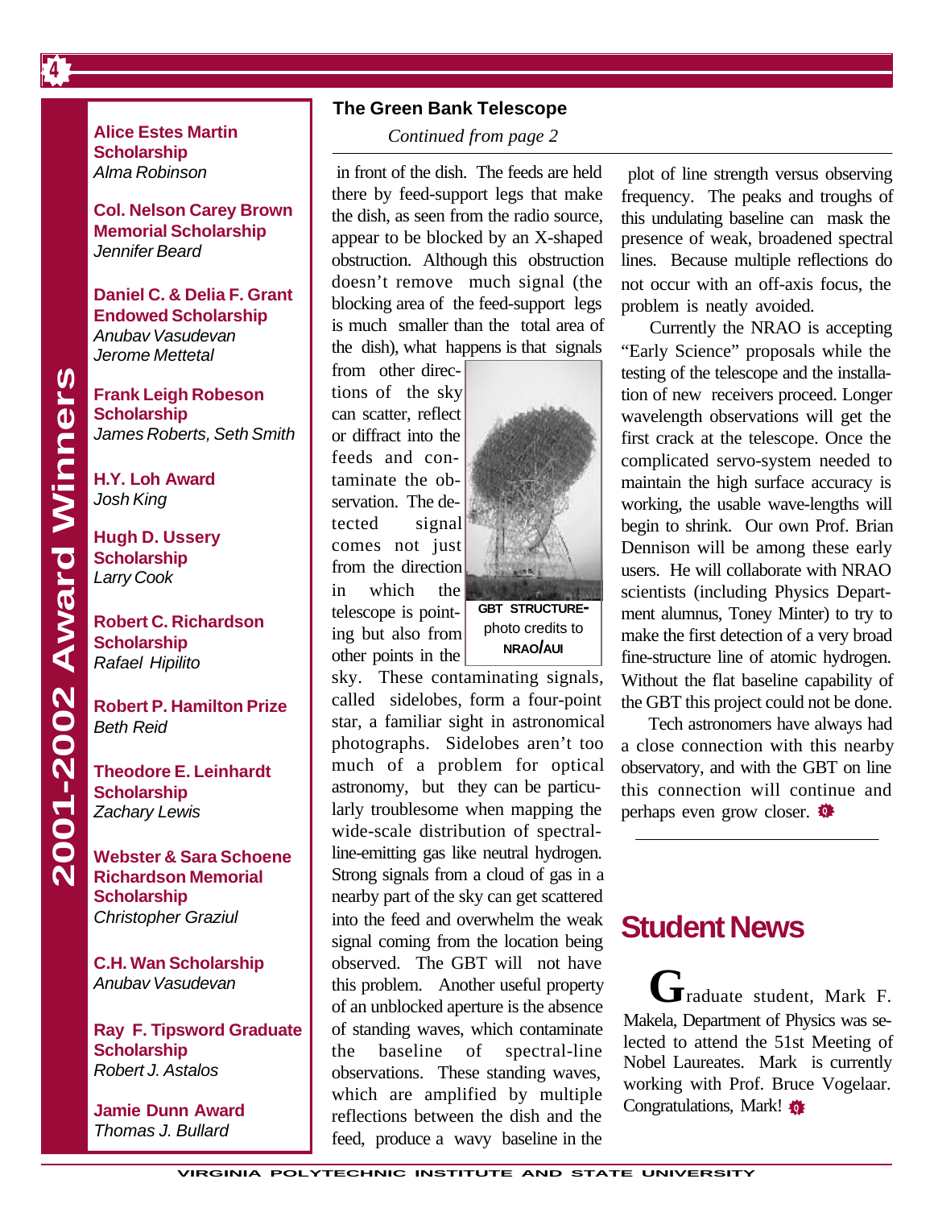## 2001-2002 Award Winners

**Alice Estes Martin Scholarship**
*Alma Robinson*

**Col. Nelson Carey Brown Memorial Scholarship**
*Jennifer Beard*

**Daniel C. & Delia F. Grant Endowed Scholarship**
*Anubav Vasudevan*
*Jerome Mettetal*

**Frank Leigh Robeson Scholarship**
*James Roberts, Seth Smith*

**H.Y. Loh Award**
*Josh King*

**Hugh D. Ussery Scholarship**
*Larry Cook*

**Robert C. Richardson Scholarship**
*Rafael Hipilito*

**Robert P. Hamilton Prize**
*Beth Reid*

**Theodore E. Leinhardt Scholarship**
*Zachary Lewis*

**Webster & Sara Schoene Richardson Memorial Scholarship**
*Christopher Graziul*

**C.H. Wan Scholarship**
*Anubav Vasudevan*

**Ray F. Tipsword Graduate Scholarship**
*Robert J. Astalos*

**Jamie Dunn Award**
*Thomas J. Bullard*

## The Green Bank Telescope

*Continued from page 2*

in front of the dish. The feeds are held there by feed-support legs that make the dish, as seen from the radio source, appear to be blocked by an X-shaped obstruction. Although this obstruction doesn't remove much signal (the blocking area of the feed-support legs is much smaller than the total area of the dish), what happens is that signals from other directions of the sky can scatter, reflect or diffract into the feeds and contaminate the observation. The detected signal comes not just from the direction in which the telescope is pointing but also from other points in the sky. These contaminating signals, called sidelobes, form a four-point star, a familiar sight in astronomical photographs. Sidelobes aren't too much of a problem for optical astronomy, but they can be particularly troublesome when mapping the wide-scale distribution of spectral-line-emitting gas like neutral hydrogen. Strong signals from a cloud of gas in a nearby part of the sky can get scattered into the feed and overwhelm the weak signal coming from the location being observed. The GBT will not have this problem. Another useful property of an unblocked aperture is the absence of standing waves, which contaminate the baseline of spectral-line observations. These standing waves, which are amplified by multiple reflections between the dish and the feed, produce a wavy baseline in the plot of line strength versus observing frequency. The peaks and troughs of this undulating baseline can mask the presence of weak, broadened spectral lines. Because multiple reflections do not occur with an off-axis focus, the problem is neatly avoided.

**GBT STRUCTURE**- photo credits to **NRAO/AUI**

Currently the NRAO is accepting "Early Science" proposals while the testing of the telescope and the installation of new receivers proceed. Longer wavelength observations will get the first crack at the telescope. Once the complicated servo-system needed to maintain the high surface accuracy is working, the usable wave-lengths will begin to shrink. Our own Prof. Brian Dennison will be among these early users. He will collaborate with NRAO scientists (including Physics Department alumnus, Toney Minter) to try to make the first detection of a very broad fine-structure line of atomic hydrogen. Without the flat baseline capability of the GBT this project could not be done.

Tech astronomers have always had a close connection with this nearby observatory, and with the GBT on line this connection will continue and perhaps even grow closer.

## Student News

Graduate student, Mark F. Makela, Department of Physics was selected to attend the 51st Meeting of Nobel Laureates. Mark is currently working with Prof. Bruce Vogelaar. Congratulations, Mark!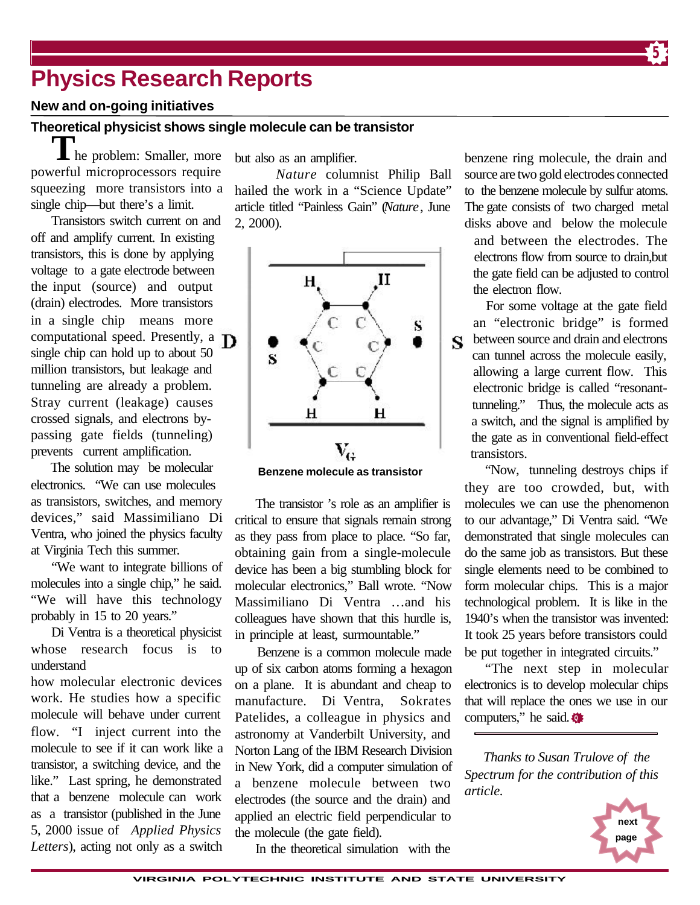# Physics Research Reports

## New and on-going initiatives

### Theoretical physicist shows single molecule can be transistor

The problem: Smaller, more powerful microprocessors require squeezing more transistors into a single chip—but there's a limit.

Transistors switch current on and off and amplify current. In existing transistors, this is done by applying voltage to a gate electrode between the input (source) and output (drain) electrodes. More transistors in a single chip means more computational speed. Presently, a single chip can hold up to about 50 million transistors, but leakage and tunneling are already a problem. Stray current (leakage) causes crossed signals, and electrons by-passing gate fields (tunneling) prevents current amplification.

The solution may be molecular electronics. "We can use molecules as transistors, switches, and memory devices," said Massimiliano Di Ventra, who joined the physics faculty at Virginia Tech this summer.

"We want to integrate billions of molecules into a single chip," he said. "We will have this technology probably in 15 to 20 years."

Di Ventra is a theoretical physicist whose research focus is to understand how molecular electronic devices work. He studies how a specific molecule will behave under current flow. "I inject current into the molecule to see if it can work like a transistor, a switching device, and the like." Last spring, he demonstrated that a benzene molecule can work as a transistor (published in the June 5, 2000 issue of *Applied Physics Letters*), acting not only as a switch but also as an amplifier.

*Nature* columnist Philip Ball hailed the work in a "Science Update" article titled "Painless Gain" (*Nature*, June 2, 2000).

Benzene molecule as transistor

The transistor's role as an amplifier is critical to ensure that signals remain strong as they pass from place to place. "So far, obtaining gain from a single-molecule device has been a big stumbling block for molecular electronics," Ball wrote. "Now Massimiliano Di Ventra …and his colleagues have shown that this hurdle is, in principle at least, surmountable."

Benzene is a common molecule made up of six carbon atoms forming a hexagon on a plane. It is abundant and cheap to manufacture. Di Ventra, Sokrates Patelides, a colleague in physics and astronomy at Vanderbilt University, and Norton Lang of the IBM Research Division in New York, did a computer simulation of a benzene molecule between two electrodes (the source and the drain) and applied an electric field perpendicular to the molecule (the gate field).

In the theoretical simulation with the benzene ring molecule, the drain and source are two gold electrodes connected to the benzene molecule by sulfur atoms. The gate consists of two charged metal disks above and below the molecule and between the electrodes. The electrons flow from source to drain,but the gate field can be adjusted to control the electron flow.

For some voltage at the gate field an "electronic bridge" is formed between source and drain and electrons can tunnel across the molecule easily, allowing a large current flow. This electronic bridge is called "resonant-tunneling." Thus, the molecule acts as a switch, and the signal is amplified by the gate as in conventional field-effect transistors.

"Now, tunneling destroys chips if they are too crowded, but, with molecules we can use the phenomenon to our advantage," Di Ventra said. "We demonstrated that single molecules can do the same job as transistors. But these single elements need to be combined to form molecular chips. This is a major technological problem. It is like in the 1940's when the transistor was invented: It took 25 years before transistors could be put together in integrated circuits."

"The next step in molecular electronics is to develop molecular chips that will replace the ones we use in our computers," he said.

---

*Thanks to Susan Trulove of the Spectrum for the contribution of this article.*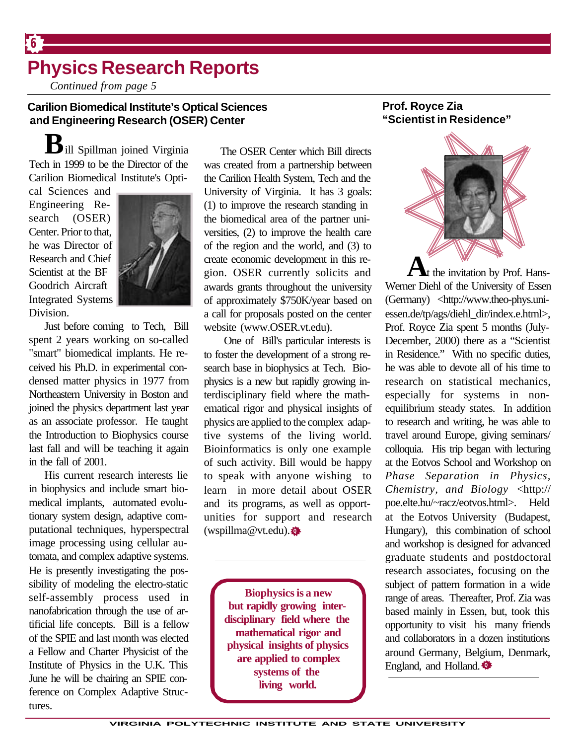# Physics Research Reports

*Continued from page 5*

## Carilion Biomedical Institute's Optical Sciences and Engineering Research (OSER) Center

Bill Spillman joined Virginia Tech in 1999 to be the Director of the Carilion Biomedical Institute's Optical Sciences and Engineering Research (OSER) Center. Prior to that, he was Director of Research and Chief Scientist at the BF Goodrich Aircraft Integrated Systems Division.

Just before coming to Tech, Bill spent 2 years working on so-called "smart" biomedical implants. He received his Ph.D. in experimental condensed matter physics in 1977 from Northeastern University in Boston and joined the physics department last year as an associate professor. He taught the Introduction to Biophysics course last fall and will be teaching it again in the fall of 2001.

His current research interests lie in biophysics and include smart biomedical implants, automated evolutionary system design, adaptive computational techniques, hyperspectral image processing using cellular automata, and complex adaptive systems. He is presently investigating the possibility of modeling the electro-static self-assembly process used in nanofabrication through the use of artificial life concepts. Bill is a fellow of the SPIE and last month was elected a Fellow and Charter Physicist of the Institute of Physics in the U.K. This June he will be chairing an SPIE conference on Complex Adaptive Structures.

The OSER Center which Bill directs was created from a partnership between the Carilion Health System, Tech and the University of Virginia. It has 3 goals: (1) to improve the research standing in the biomedical area of the partner universities, (2) to improve the health care of the region and the world, and (3) to create economic development in this region. OSER currently solicits and awards grants throughout the university of approximately $750K/year based on a call for proposals posted on the center website (www.OSER.vt.edu).

One of Bill's particular interests is to foster the development of a strong research base in biophysics at Tech. Biophysics is a new but rapidly growing interdisciplinary field where the mathematical rigor and physical insights of physics are applied to the complex adaptive systems of the living world. Bioinformatics is only one example of such activity. Bill would be happy to speak with anyone wishing to learn in more detail about OSER and its programs, as well as opportunities for support and research (wspillma@vt.edu).

**Biophysics is a new but rapidly growing interdisciplinary field where the mathematical rigor and physical insights of physics are applied to complex systems of the living world.**

## Prof. Royce Zia "Scientist in Residence"

At the invitation by Prof. Hans-Werner Diehl of the University of Essen (Germany) <http://www.theo-phys.uni-essen.de/tp/ags/diehl_dir/index.e.html>, Prof. Royce Zia spent 5 months (July-December, 2000) there as a "Scientist in Residence." With no specific duties, he was able to devote all of his time to research on statistical mechanics, especially for systems in non-equilibrium steady states. In addition to research and writing, he was able to travel around Europe, giving seminars/colloquia. His trip began with lecturing at the Eotvos School and Workshop on *Phase Separation in Physics, Chemistry, and Biology* <http://poe.elte.hu/~racz/eotvos.html>. Held at the Eotvos University (Budapest, Hungary), this combination of school and workshop is designed for advanced graduate students and postdoctoral research associates, focusing on the subject of pattern formation in a wide range of areas. Thereafter, Prof. Zia was based mainly in Essen, but, took this opportunity to visit his many friends and collaborators in a dozen institutions around Germany, Belgium, Denmark, England, and Holland.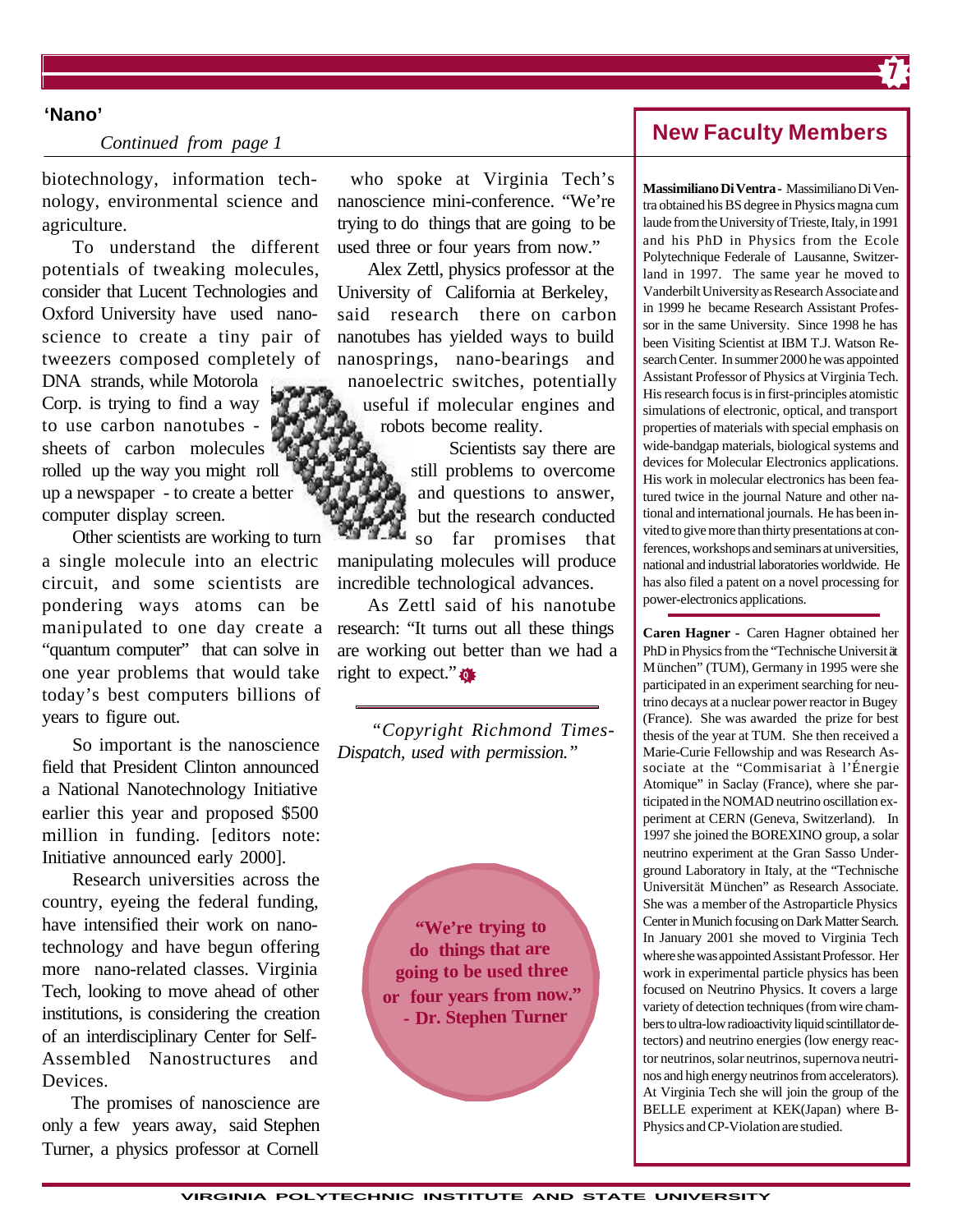## 'Nano'

*Continued from page 1*

biotechnology, information technology, environmental science and agriculture.

To understand the different potentials of tweaking molecules, consider that Lucent Technologies and Oxford University have used nanoscience to create a tiny pair of tweezers composed completely of DNA strands, while Motorola Corp. is trying to find a way to use carbon nanotubes - sheets of carbon molecules rolled up the way you might roll up a newspaper - to create a better computer display screen.

Other scientists are working to turn a single molecule into an electric circuit, and some scientists are pondering ways atoms can be manipulated to one day create a "quantum computer" that can solve in one year problems that would take today's best computers billions of years to figure out.

So important is the nanoscience field that President Clinton announced a National Nanotechnology Initiative earlier this year and proposed $500 million in funding. [editors note: Initiative announced early 2000].

Research universities across the country, eyeing the federal funding, have intensified their work on nanotechnology and have begun offering more nano-related classes. Virginia Tech, looking to move ahead of other institutions, is considering the creation of an interdisciplinary Center for Self-Assembled Nanostructures and Devices.

The promises of nanoscience are only a few years away, said Stephen Turner, a physics professor at Cornell who spoke at Virginia Tech's nanoscience mini-conference. "We're trying to do things that are going to be used three or four years from now."

Alex Zettl, physics professor at the University of California at Berkeley, said research there on carbon nanotubes has yielded ways to build nanosprings, nano-bearings and nanoelectric switches, potentially useful if molecular engines and robots become reality.

Scientists say there are still problems to overcome and questions to answer, but the research conducted so far promises that manipulating molecules will produce incredible technological advances.

As Zettl said of his nanotube research: "It turns out all these things are working out better than we had a right to expect."

---

*"Copyright Richmond Times-Dispatch, used with permission."*

**"We're trying to do things that are going to be used three or four years from now." - Dr. Stephen Turner**

## New Faculty Members

**Massimiliano Di Ventra -** Massimiliano Di Ventra obtained his BS degree in Physics magna cum laude from the University of Trieste, Italy, in 1991 and his PhD in Physics from the Ecole Polytechnique Federale of Lausanne, Switzerland in 1997. The same year he moved to Vanderbilt University as Research Associate and in 1999 he became Research Assistant Professor in the same University. Since 1998 he has been Visiting Scientist at IBM T.J. Watson Research Center. In summer 2000 he was appointed Assistant Professor of Physics at Virginia Tech. His research focus is in first-principles atomistic simulations of electronic, optical, and transport properties of materials with special emphasis on wide-bandgap materials, biological systems and devices for Molecular Electronics applications. His work in molecular electronics has been featured twice in the journal Nature and other national and international journals. He has been invited to give more than thirty presentations at conferences, workshops and seminars at universities, national and industrial laboratories worldwide. He has also filed a patent on a novel processing for power-electronics applications.

**Caren Hagner -** Caren Hagner obtained her PhD in Physics from the "Technische Universität München" (TUM), Germany in 1995 were she participated in an experiment searching for neutrino decays at a nuclear power reactor in Bugey (France). She was awarded the prize for best thesis of the year at TUM. She then received a Marie-Curie Fellowship and was Research Associate at the "Commisariat à l'Énergie Atomique" in Saclay (France), where she participated in the NOMAD neutrino oscillation experiment at CERN (Geneva, Switzerland). In 1997 she joined the BOREXINO group, a solar neutrino experiment at the Gran Sasso Underground Laboratory in Italy, at the "Technische Universität München" as Research Associate. She was a member of the Astroparticle Physics Center in Munich focusing on Dark Matter Search. In January 2001 she moved to Virginia Tech where she was appointed Assistant Professor. Her work in experimental particle physics has been focused on Neutrino Physics. It covers a large variety of detection techniques (from wire chambers to ultra-low radioactivity liquid scintillator detectors) and neutrino energies (low energy reactor neutrinos, solar neutrinos, supernova neutrinos and high energy neutrinos from accelerators). At Virginia Tech she will join the group of the BELLE experiment at KEK(Japan) where B-Physics and CP-Violation are studied.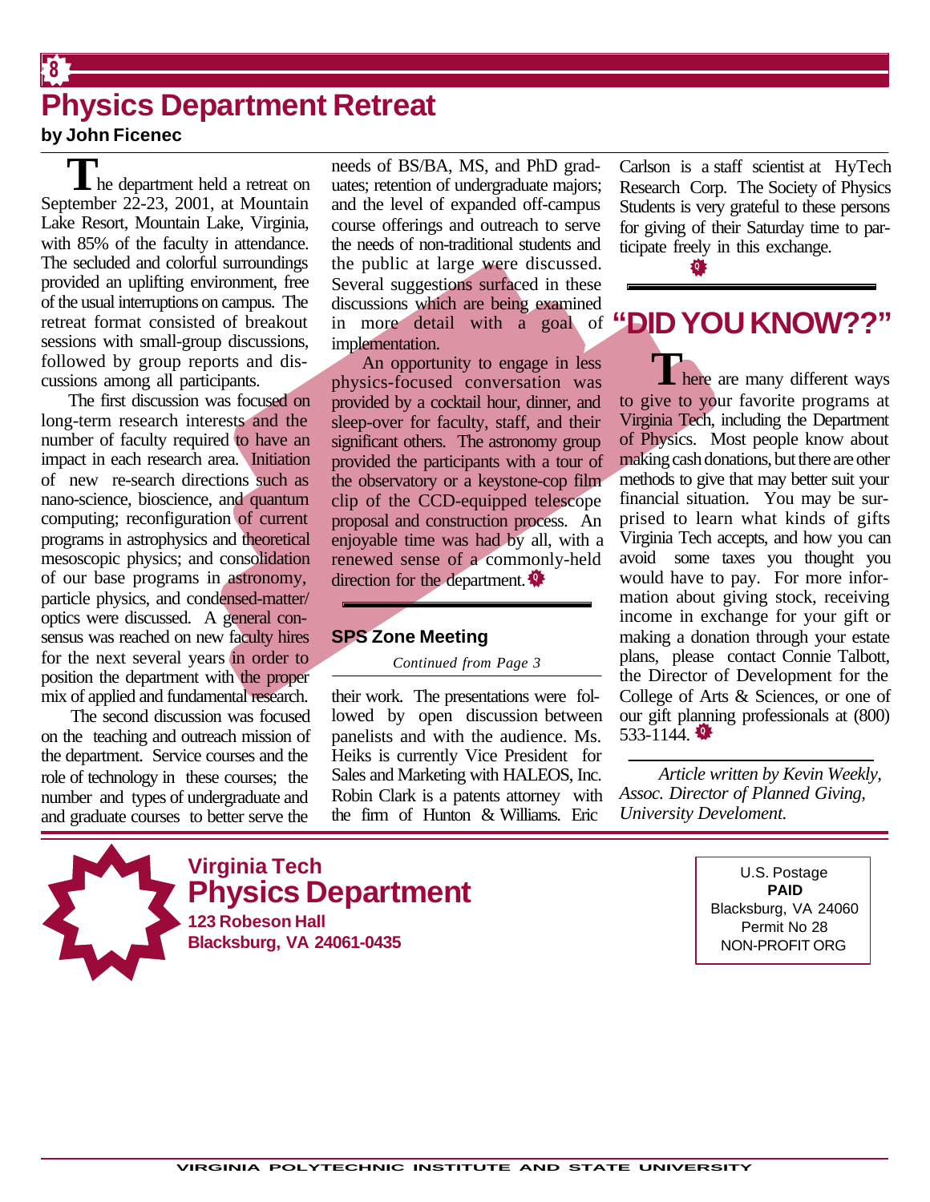# Physics Department Retreat

**by John Ficenec**

The department held a retreat on September 22-23, 2001, at Mountain Lake Resort, Mountain Lake, Virginia, with 85% of the faculty in attendance. The secluded and colorful surroundings provided an uplifting environment, free of the usual interruptions on campus. The retreat format consisted of breakout sessions with small-group discussions, followed by group reports and discussions among all participants.

The first discussion was focused on long-term research interests and the number of faculty required to have an impact in each research area. Initiation of new re-search directions such as nano-science, bioscience, and quantum computing; reconfiguration of current programs in astrophysics and theoretical mesoscopic physics; and consolidation of our base programs in astronomy, particle physics, and condensed-matter/optics were discussed. A general consensus was reached on new faculty hires for the next several years in order to position the department with the proper mix of applied and fundamental research.

The second discussion was focused on the teaching and outreach mission of the department. Service courses and the role of technology in these courses; the number and types of undergraduate and and graduate courses to better serve the needs of BS/BA, MS, and PhD graduates; retention of undergraduate majors; and the level of expanded off-campus course offerings and outreach to serve the needs of non-traditional students and the public at large were discussed. Several suggestions surfaced in these discussions which are being examined in more detail with a goal of implementation.

An opportunity to engage in less physics-focused conversation was provided by a cocktail hour, dinner, and sleep-over for faculty, staff, and their significant others. The astronomy group provided the participants with a tour of the observatory or a keystone-cop film clip of the CCD-equipped telescope proposal and construction process. An enjoyable time was had by all, with a renewed sense of a commonly-held direction for the department.

## SPS Zone Meeting

*Continued from Page 3*

their work. The presentations were followed by open discussion between panelists and with the audience. Ms. Heiks is currently Vice President for Sales and Marketing with HALEOS, Inc. Robin Clark is a patents attorney with the firm of Hunton & Williams. Eric Carlson is a staff scientist at HyTech Research Corp. The Society of Physics Students is very grateful to these persons for giving of their Saturday time to participate freely in this exchange.

## "DID YOU KNOW??"

There are many different ways to give to your favorite programs at Virginia Tech, including the Department of Physics. Most people know about making cash donations, but there are other methods to give that may better suit your financial situation. You may be surprised to learn what kinds of gifts Virginia Tech accepts, and how you can avoid some taxes you thought you would have to pay. For more information about giving stock, receiving income in exchange for your gift or making a donation through your estate plans, please contact Connie Talbott, the Director of Development for the College of Arts & Sciences, or one of our gift planning professionals at (800) 533-1144.

*Article written by Kevin Weekly, Assoc. Director of Planned Giving, University Develoment.*

**Virginia Tech**
**Physics Department**
**123 Robeson Hall**
**Blacksburg, VA 24061-0435**

U.S. Postage
**PAID**
Blacksburg, VA 24060
Permit No 28
NON-PROFIT ORG